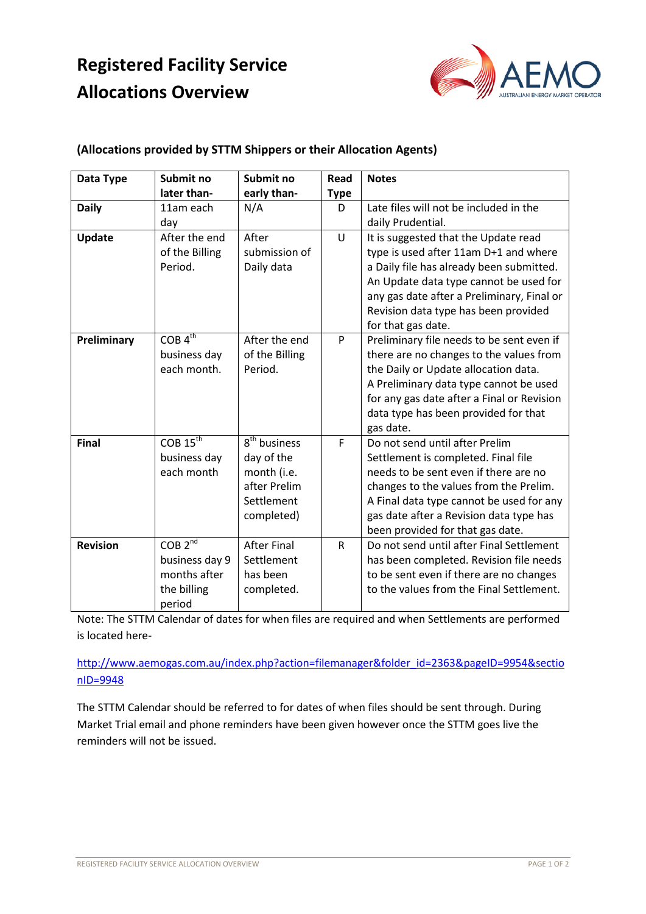# Registered Facility Service Allocations Overview

**(Allocations provided by STTM Shippers or their Allocation Agents)**

| Data Type | Submit no later than- | Submit no early than- | Read Type | Notes |
|---|---|---|---|---|
| **Daily** | 11am each day | N/A | D | Late files will not be included in the daily Prudential. |
| **Update** | After the end of the Billing Period. | After submission of Daily data | U | It is suggested that the Update read type is used after 11am D+1 and where a Daily file has already been submitted. An Update data type cannot be used for any gas date after a Preliminary, Final or Revision data type has been provided for that gas date. |
| **Preliminary** | COB 4th business day each month. | After the end of the Billing Period. | P | Preliminary file needs to be sent even if there are no changes to the values from the Daily or Update allocation data. A Preliminary data type cannot be used for any gas date after a Final or Revision data type has been provided for that gas date. |
| **Final** | COB 15th business day each month | 8th business day of the month (i.e. after Prelim Settlement completed) | F | Do not send until after Prelim Settlement is completed. Final file needs to be sent even if there are no changes to the values from the Prelim. A Final data type cannot be used for any gas date after a Revision data type has been provided for that gas date. |
| **Revision** | COB 2nd business day 9 months after the billing period | After Final Settlement has been completed. | R | Do not send until after Final Settlement has been completed. Revision file needs to be sent even if there are no changes to the values from the Final Settlement. |

Note: The STTM Calendar of dates for when files are required and when Settlements are performed is located here-

http://www.aemogas.com.au/index.php?action=filemanager&folder_id=2363&pageID=9954&sectionID=9948

The STTM Calendar should be referred to for dates of when files should be sent through. During Market Trial email and phone reminders have been given however once the STTM goes live the reminders will not be issued.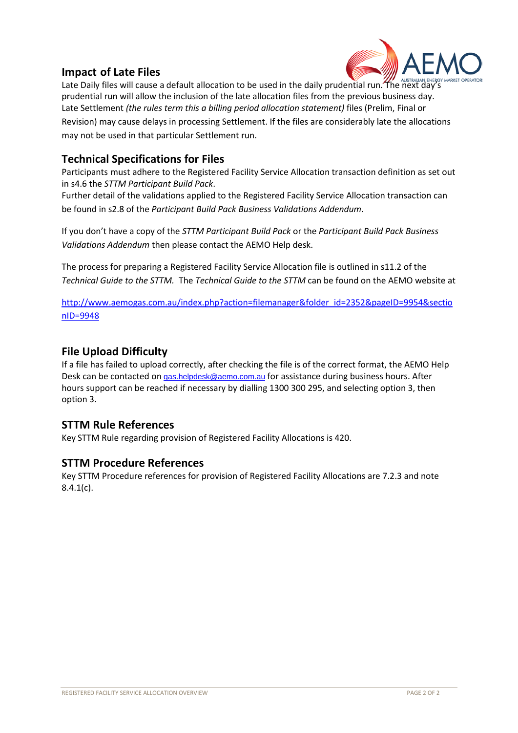## Impact of Late Files

Late Daily files will cause a default allocation to be used in the daily prudential run. The next day's prudential run will allow the inclusion of the late allocation files from the previous business day.

Late Settlement *(the rules term this a billing period allocation statement)* files (Prelim, Final or Revision) may cause delays in processing Settlement. If the files are considerably late the allocations may not be used in that particular Settlement run.

## Technical Specifications for Files

Participants must adhere to the Registered Facility Service Allocation transaction definition as set out in s4.6 the *STTM Participant Build Pack*.

Further detail of the validations applied to the Registered Facility Service Allocation transaction can be found in s2.8 of the *Participant Build Pack Business Validations Addendum*.

If you don't have a copy of the *STTM Participant Build Pack* or the *Participant Build Pack Business Validations Addendum* then please contact the AEMO Help desk.

The process for preparing a Registered Facility Service Allocation file is outlined in s11.2 of the *Technical Guide to the STTM.* The *Technical Guide to the STTM* can be found on the AEMO website at

http://www.aemogas.com.au/index.php?action=filemanager&folder_id=2352&pageID=9954&sectionID=9948

## File Upload Difficulty

If a file has failed to upload correctly, after checking the file is of the correct format, the AEMO Help Desk can be contacted on gas.helpdesk@aemo.com.au for assistance during business hours. After hours support can be reached if necessary by dialling 1300 300 295, and selecting option 3, then option 3.

## STTM Rule References

Key STTM Rule regarding provision of Registered Facility Allocations is 420.

## STTM Procedure References

Key STTM Procedure references for provision of Registered Facility Allocations are 7.2.3 and note 8.4.1(c).